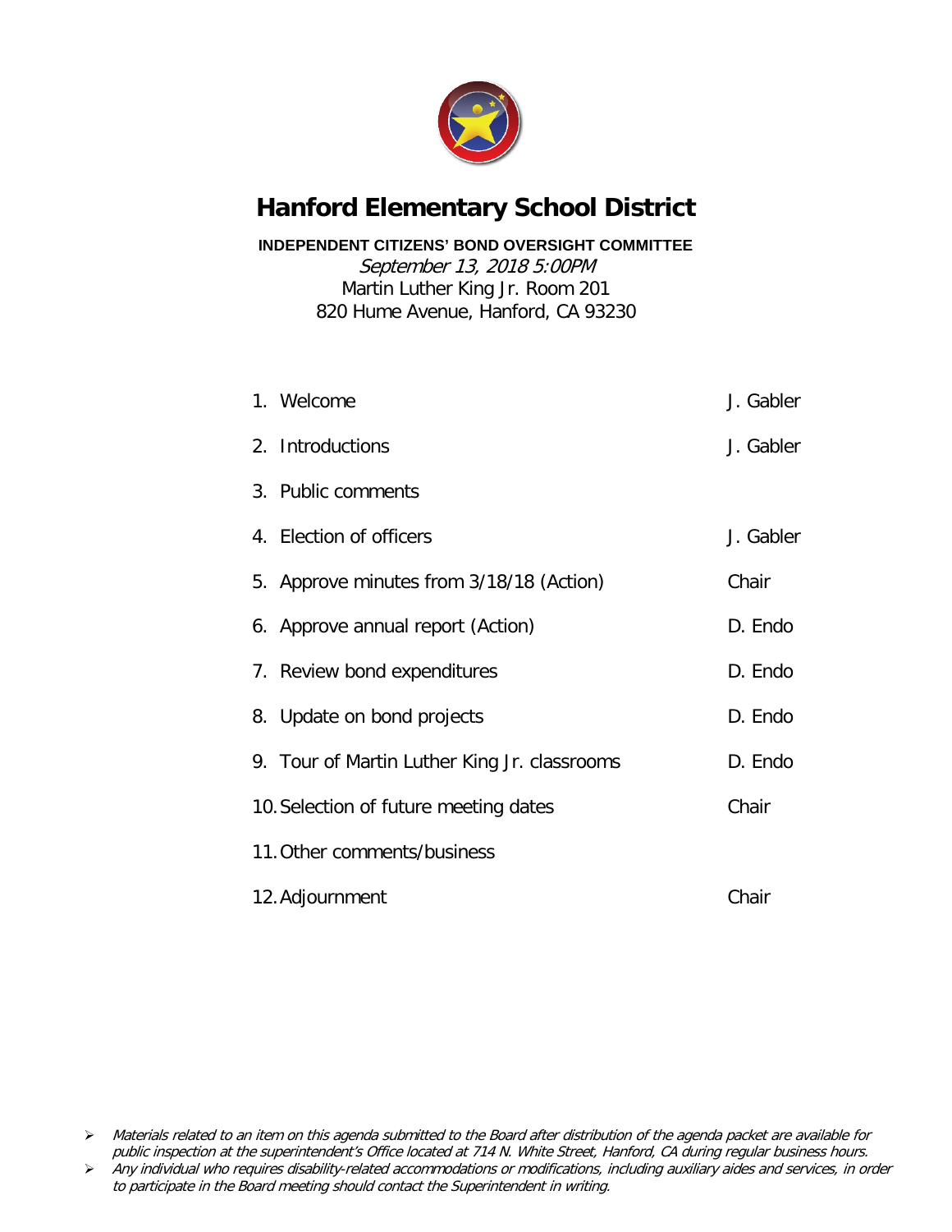# Hanford Elementary School District

**INDEPENDENT CITIZENS' BOND OVERSIGHT COMMITTEE**

*September 13, 2018 5:00PM*

Martin Luther King Jr. Room 201

820 Hume Avenue, Hanford, CA 93230

| | |
|---|---|
| 1. Welcome | J. Gabler |
| 2. Introductions | J. Gabler |
| 3. Public comments | |
| 4. Election of officers | J. Gabler |
| 5. Approve minutes from 3/18/18 (Action) | Chair |
| 6. Approve annual report (Action) | D. Endo |
| 7. Review bond expenditures | D. Endo |
| 8. Update on bond projects | D. Endo |
| 9. Tour of Martin Luther King Jr. classrooms | D. Endo |
| 10. Selection of future meeting dates | Chair |
| 11. Other comments/business | |
| 12. Adjournment | Chair |

- *Materials related to an item on this agenda submitted to the Board after distribution of the agenda packet are available for public inspection at the superintendent's Office located at 714 N. White Street, Hanford, CA during regular business hours.*
- *Any individual who requires disability-related accommodations or modifications, including auxiliary aides and services, in order to participate in the Board meeting should contact the Superintendent in writing.*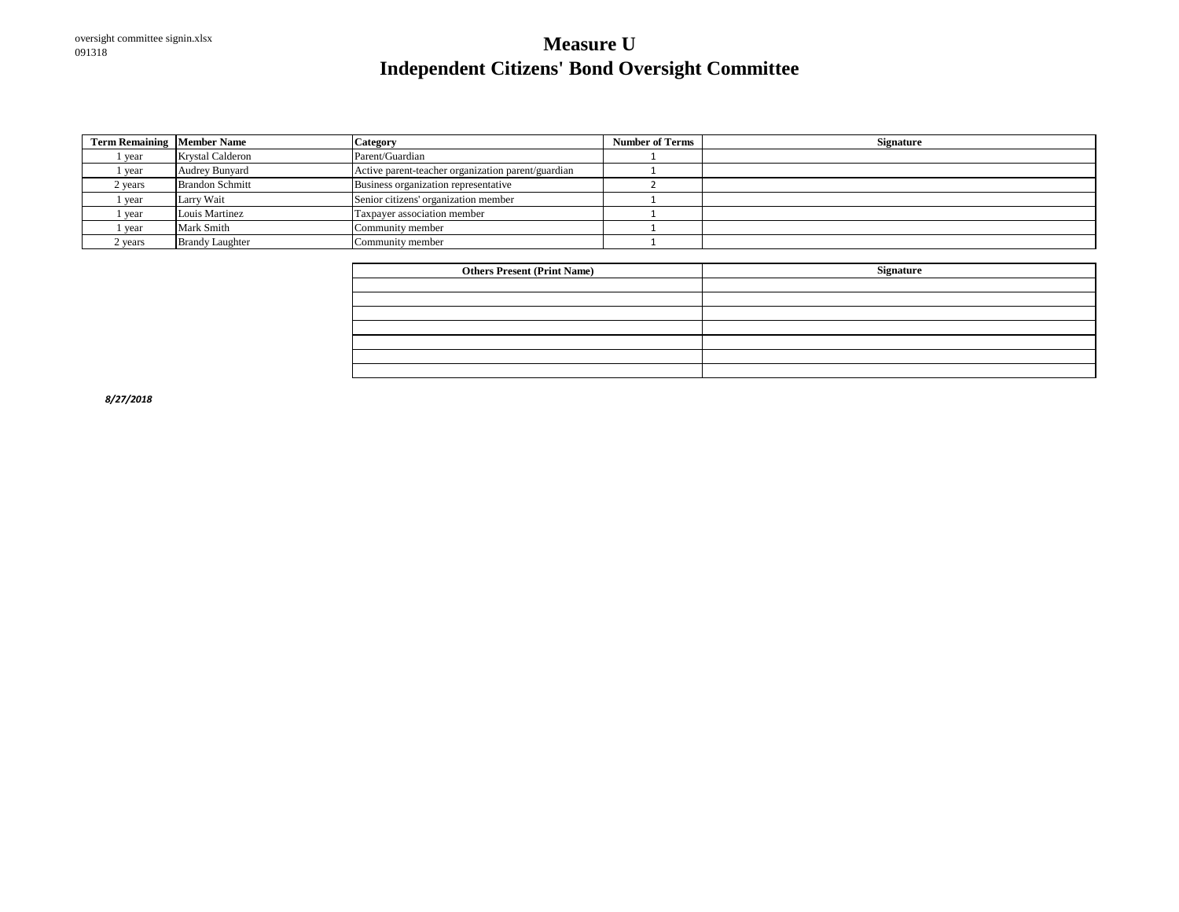oversight committee signin.xlsx
091318

# Measure U
# Independent Citizens' Bond Oversight Committee

| Term Remaining | Member Name | Category | Number of Terms | Signature |
|---|---|---|---|---|
| 1 year | Krystal Calderon | Parent/Guardian | 1 | |
| 1 year | Audrey Bunyard | Active parent-teacher organization parent/guardian | 1 | |
| 2 years | Brandon Schmitt | Business organization representative | 2 | |
| 1 year | Larry Wait | Senior citizens' organization member | 1 | |
| 1 year | Louis Martinez | Taxpayer association member | 1 | |
| 1 year | Mark Smith | Community member | 1 | |
| 2 years | Brandy Laughter | Community member | 1 | |

| Others Present (Print Name) | Signature |
|---|---|
| | |
| | |
| | |
| | |
| | |
| | |
| | |

*8/27/2018*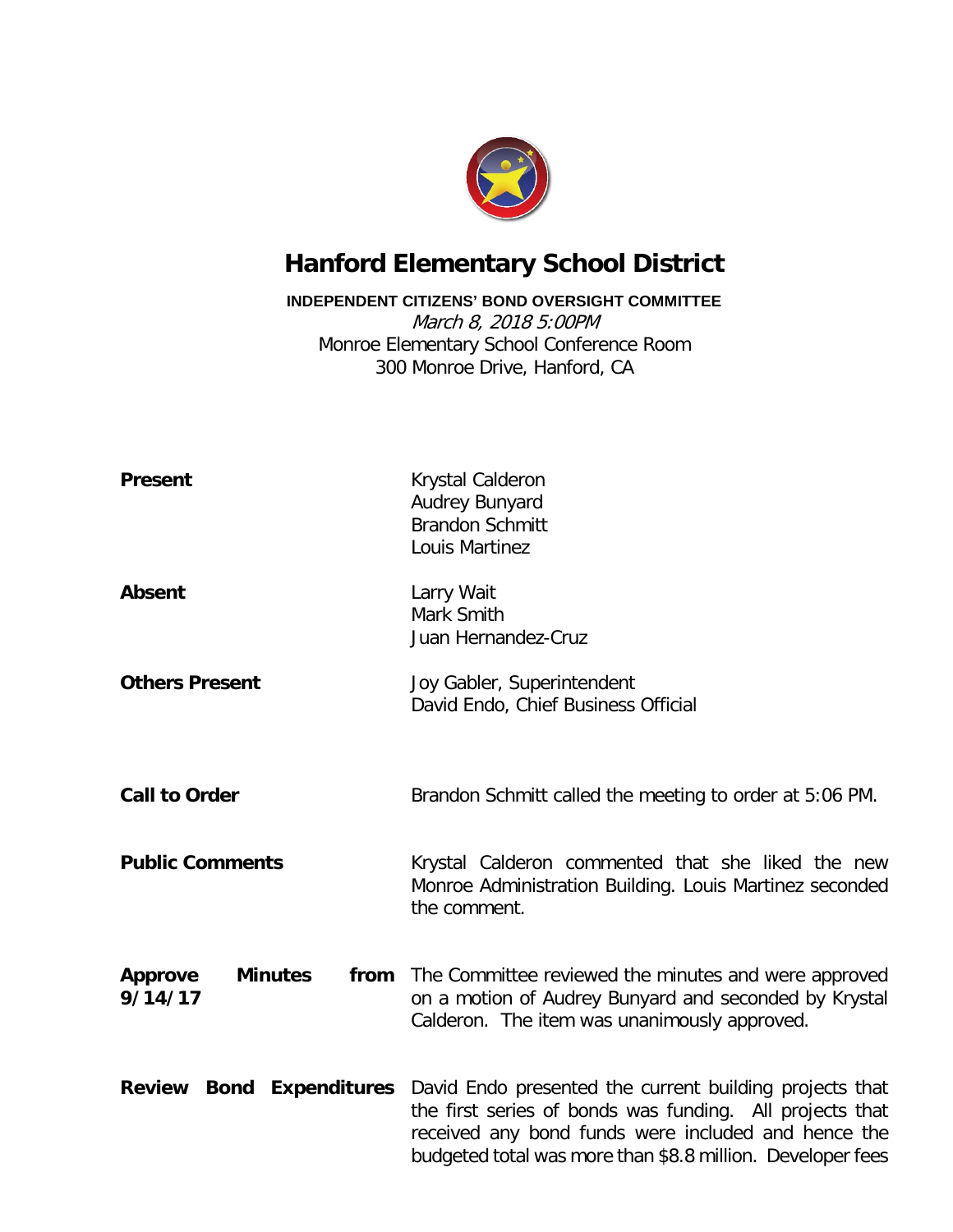# Hanford Elementary School District

**INDEPENDENT CITIZENS' BOND OVERSIGHT COMMITTEE**

*March 8, 2018 5:00PM*

Monroe Elementary School Conference Room

300 Monroe Drive, Hanford, CA

**Present**

Krystal Calderon
Audrey Bunyard
Brandon Schmitt
Louis Martinez

**Absent**

Larry Wait
Mark Smith
Juan Hernandez-Cruz

**Others Present**

Joy Gabler, Superintendent
David Endo, Chief Business Official

**Call to Order**

Brandon Schmitt called the meeting to order at 5:06 PM.

**Public Comments**

Krystal Calderon commented that she liked the new Monroe Administration Building. Louis Martinez seconded the comment.

**Approve Minutes from 9/14/17**

The Committee reviewed the minutes and were approved on a motion of Audrey Bunyard and seconded by Krystal Calderon. The item was unanimously approved.

**Review Bond Expenditures**

David Endo presented the current building projects that the first series of bonds was funding. All projects that received any bond funds were included and hence the budgeted total was more than $8.8 million. Developer fees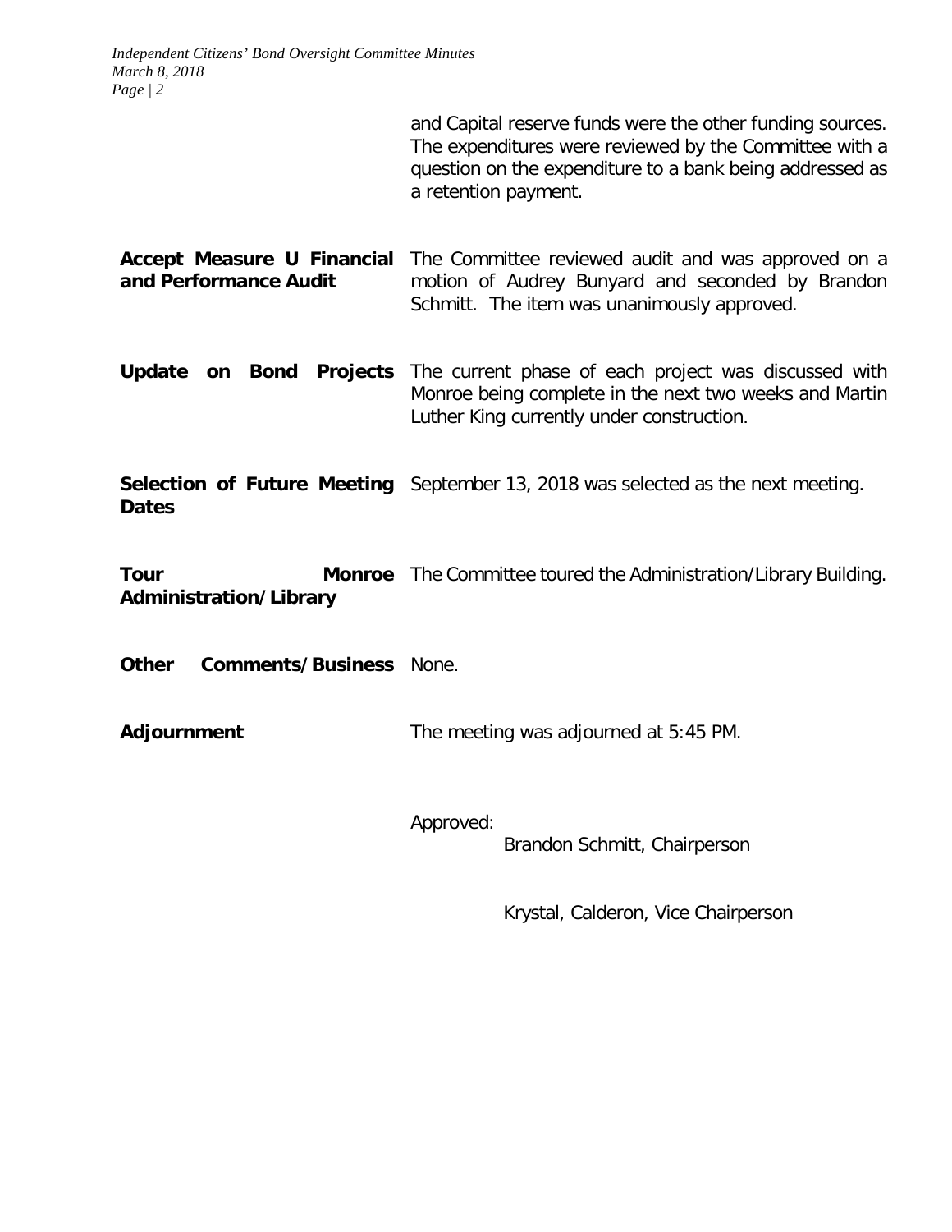and Capital reserve funds were the other funding sources. The expenditures were reviewed by the Committee with a question on the expenditure to a bank being addressed as a retention payment.

**Accept Measure U Financial and Performance Audit** — The Committee reviewed audit and was approved on a motion of Audrey Bunyard and seconded by Brandon Schmitt. The item was unanimously approved.

**Update on Bond Projects** — The current phase of each project was discussed with Monroe being complete in the next two weeks and Martin Luther King currently under construction.

**Selection of Future Meeting Dates** — September 13, 2018 was selected as the next meeting.

**Tour Monroe Administration/Library** — The Committee toured the Administration/Library Building.

**Other Comments/Business** — None.

**Adjournment** — The meeting was adjourned at 5:45 PM.

Approved:

Brandon Schmitt, Chairperson

Krystal, Calderon, Vice Chairperson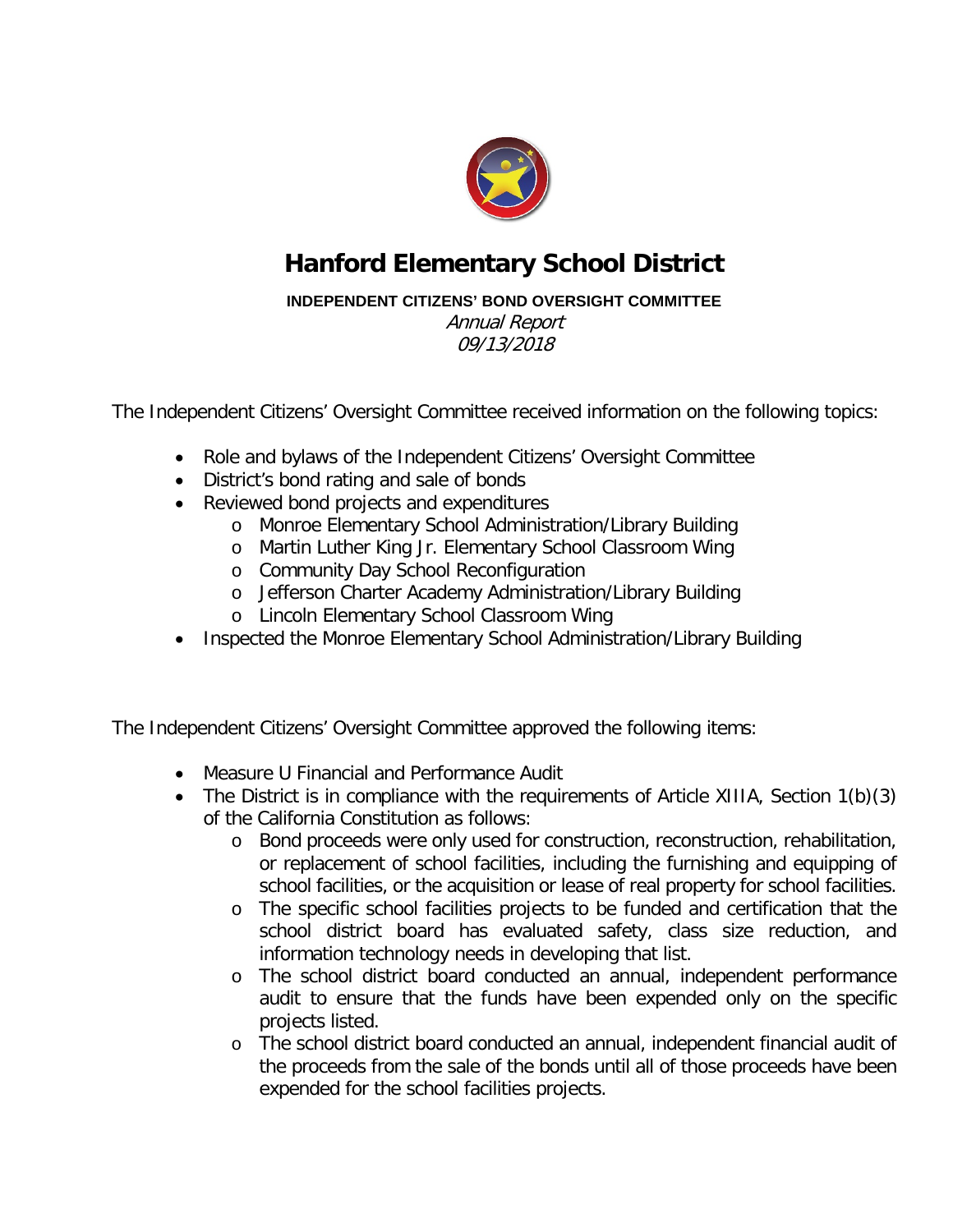# Hanford Elementary School District

**INDEPENDENT CITIZENS' BOND OVERSIGHT COMMITTEE**

*Annual Report*

*09/13/2018*

The Independent Citizens' Oversight Committee received information on the following topics:

- Role and bylaws of the Independent Citizens' Oversight Committee
- District's bond rating and sale of bonds
- Reviewed bond projects and expenditures
  - Monroe Elementary School Administration/Library Building
  - Martin Luther King Jr. Elementary School Classroom Wing
  - Community Day School Reconfiguration
  - Jefferson Charter Academy Administration/Library Building
  - Lincoln Elementary School Classroom Wing
- Inspected the Monroe Elementary School Administration/Library Building

The Independent Citizens' Oversight Committee approved the following items:

- Measure U Financial and Performance Audit
- The District is in compliance with the requirements of Article XIIIA, Section 1(b)(3) of the California Constitution as follows:
  - Bond proceeds were only used for construction, reconstruction, rehabilitation, or replacement of school facilities, including the furnishing and equipping of school facilities, or the acquisition or lease of real property for school facilities.
  - The specific school facilities projects to be funded and certification that the school district board has evaluated safety, class size reduction, and information technology needs in developing that list.
  - The school district board conducted an annual, independent performance audit to ensure that the funds have been expended only on the specific projects listed.
  - The school district board conducted an annual, independent financial audit of the proceeds from the sale of the bonds until all of those proceeds have been expended for the school facilities projects.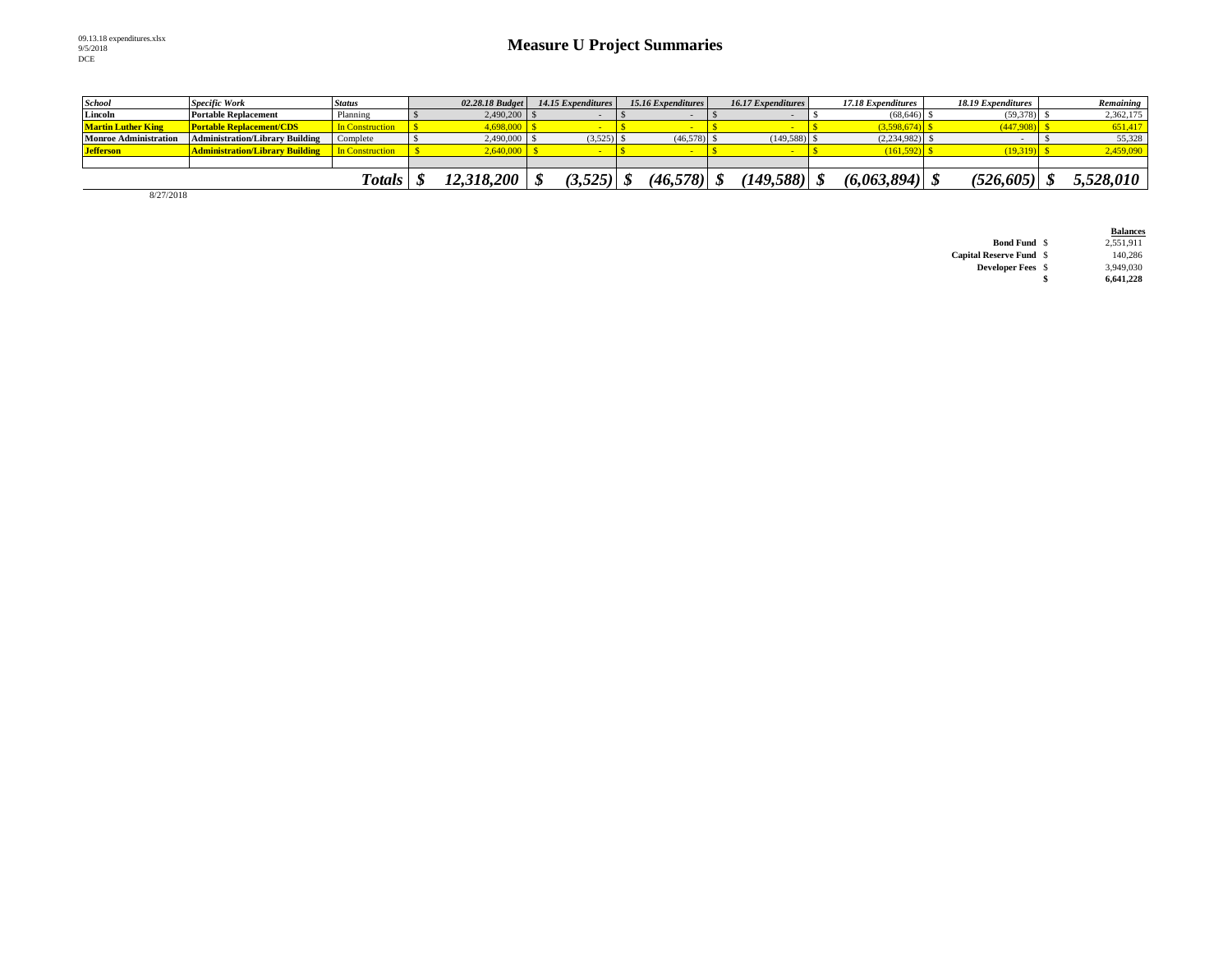09.13.18 expenditures.xlsx
9/5/2018
DCE

# Measure U Project Summaries

| School | Specific Work | Status | 02.28.18 Budget | 14.15 Expenditures | 15.16 Expenditures | 16.17 Expenditures | 17.18 Expenditures | 18.19 Expenditures | Remaining |
|---|---|---|---|---|---|---|---|---|---|
| Lincoln | Portable Replacement | Planning | $ 2,490,200 | $ - | $ - | $ - | $ (68,646) | $ (59,378) | $ 2,362,175 |
| Martin Luther King | Portable Replacement/CDS | In Construction | $ 4,698,000 | $ - | $ - | $ - | $ (3,598,674) | $ (447,908) | $ 651,417 |
| Monroe Administration | Administration/Library Building | Complete | $ 2,490,000 | $ (3,525) | $ (46,578) | $ (149,588) | $ (2,234,982) | $ - | $ 55,328 |
| Jefferson | Administration/Library Building | In Construction | $ 2,640,000 | $ - | $ - | $ - | $ (161,592) | $ (19,319) | $ 2,459,090 |
| | | | | | | | | | |
| | | **Totals** | **$ 12,318,200** | **$ (3,525)** | **$ (46,578)** | **$ (149,588)** | **$ (6,063,894)** | **$ (526,605)** | **$ 5,528,010** |

8/27/2018

| | Balances |
|---|---|
| **Bond Fund** | $ 2,551,911 |
| **Capital Reserve Fund** | $ 140,286 |
| **Developer Fees** | $ 3,949,030 |
| | **$ 6,641,228** |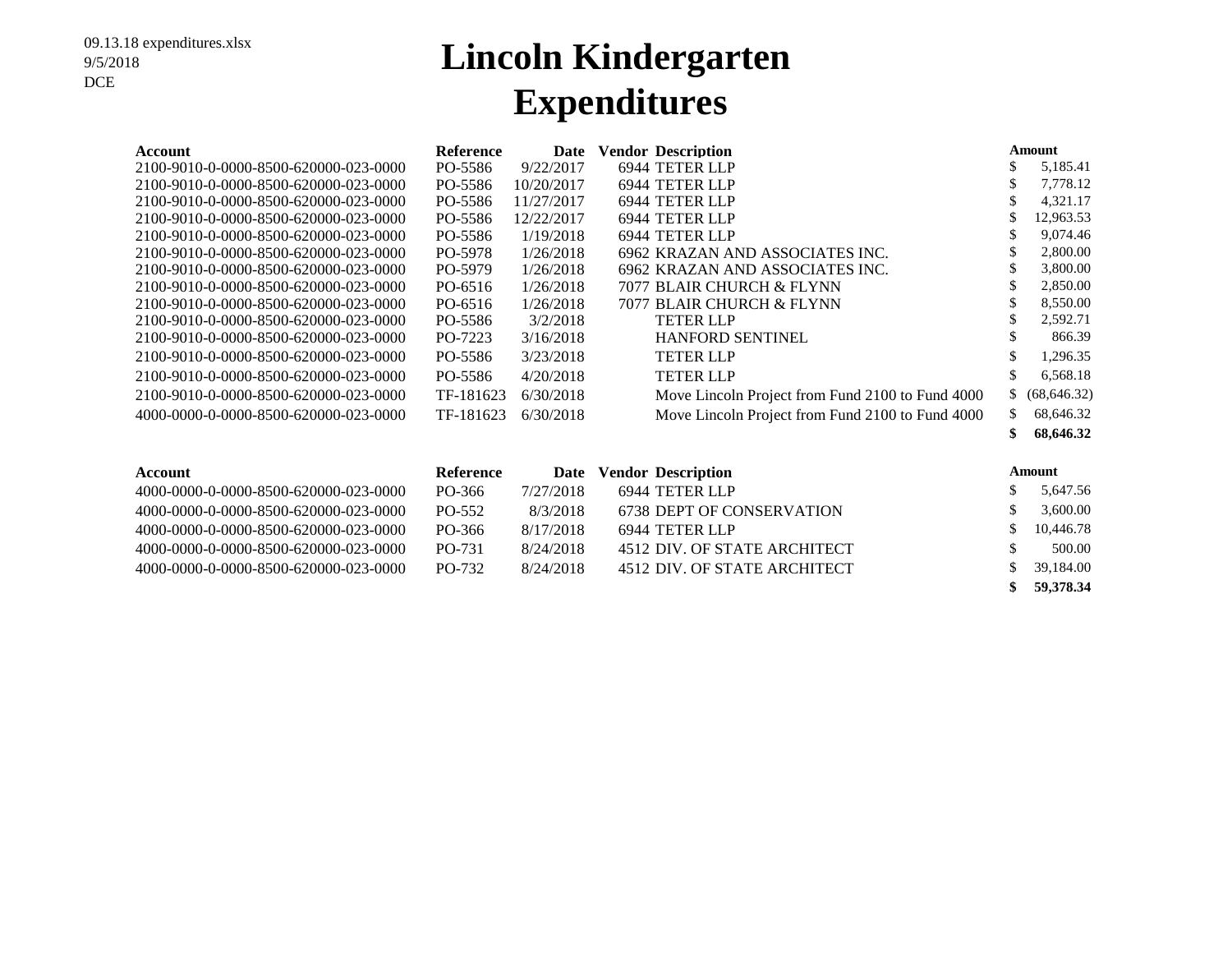09.13.18 expenditures.xlsx
9/5/2018
DCE

# Lincoln Kindergarten
# Expenditures

| Account | Reference | Date | Vendor | Description | Amount |
|---|---|---|---|---|---|
| 2100-9010-0-0000-8500-620000-023-0000 | PO-5586 | 9/22/2017 | 6944 | TETER LLP | $ 5,185.41 |
| 2100-9010-0-0000-8500-620000-023-0000 | PO-5586 | 10/20/2017 | 6944 | TETER LLP | $ 7,778.12 |
| 2100-9010-0-0000-8500-620000-023-0000 | PO-5586 | 11/27/2017 | 6944 | TETER LLP | $ 4,321.17 |
| 2100-9010-0-0000-8500-620000-023-0000 | PO-5586 | 12/22/2017 | 6944 | TETER LLP | $ 12,963.53 |
| 2100-9010-0-0000-8500-620000-023-0000 | PO-5586 | 1/19/2018 | 6944 | TETER LLP | $ 9,074.46 |
| 2100-9010-0-0000-8500-620000-023-0000 | PO-5978 | 1/26/2018 | 6962 | KRAZAN AND ASSOCIATES INC. | $ 2,800.00 |
| 2100-9010-0-0000-8500-620000-023-0000 | PO-5979 | 1/26/2018 | 6962 | KRAZAN AND ASSOCIATES INC. | $ 3,800.00 |
| 2100-9010-0-0000-8500-620000-023-0000 | PO-6516 | 1/26/2018 | 7077 | BLAIR CHURCH & FLYNN | $ 2,850.00 |
| 2100-9010-0-0000-8500-620000-023-0000 | PO-6516 | 1/26/2018 | 7077 | BLAIR CHURCH & FLYNN | $ 8,550.00 |
| 2100-9010-0-0000-8500-620000-023-0000 | PO-5586 | 3/2/2018 | | TETER LLP | $ 2,592.71 |
| 2100-9010-0-0000-8500-620000-023-0000 | PO-7223 | 3/16/2018 | | HANFORD SENTINEL | $ 866.39 |
| 2100-9010-0-0000-8500-620000-023-0000 | PO-5586 | 3/23/2018 | | TETER LLP | $ 1,296.35 |
| 2100-9010-0-0000-8500-620000-023-0000 | PO-5586 | 4/20/2018 | | TETER LLP | $ 6,568.18 |
| 2100-9010-0-0000-8500-620000-023-0000 | TF-181623 | 6/30/2018 | | Move Lincoln Project from Fund 2100 to Fund 4000 | $ (68,646.32) |
| 4000-0000-0-0000-8500-620000-023-0000 | TF-181623 | 6/30/2018 | | Move Lincoln Project from Fund 2100 to Fund 4000 | $ 68,646.32 |
| | | | | | **$ 68,646.32** |

| Account | Reference | Date | Vendor | Description | Amount |
|---|---|---|---|---|---|
| 4000-0000-0-0000-8500-620000-023-0000 | PO-366 | 7/27/2018 | 6944 | TETER LLP | $ 5,647.56 |
| 4000-0000-0-0000-8500-620000-023-0000 | PO-552 | 8/3/2018 | 6738 | DEPT OF CONSERVATION | $ 3,600.00 |
| 4000-0000-0-0000-8500-620000-023-0000 | PO-366 | 8/17/2018 | 6944 | TETER LLP | $ 10,446.78 |
| 4000-0000-0-0000-8500-620000-023-0000 | PO-731 | 8/24/2018 | 4512 | DIV. OF STATE ARCHITECT | $ 500.00 |
| 4000-0000-0-0000-8500-620000-023-0000 | PO-732 | 8/24/2018 | 4512 | DIV. OF STATE ARCHITECT | $ 39,184.00 |
| | | | | | **$ 59,378.34** |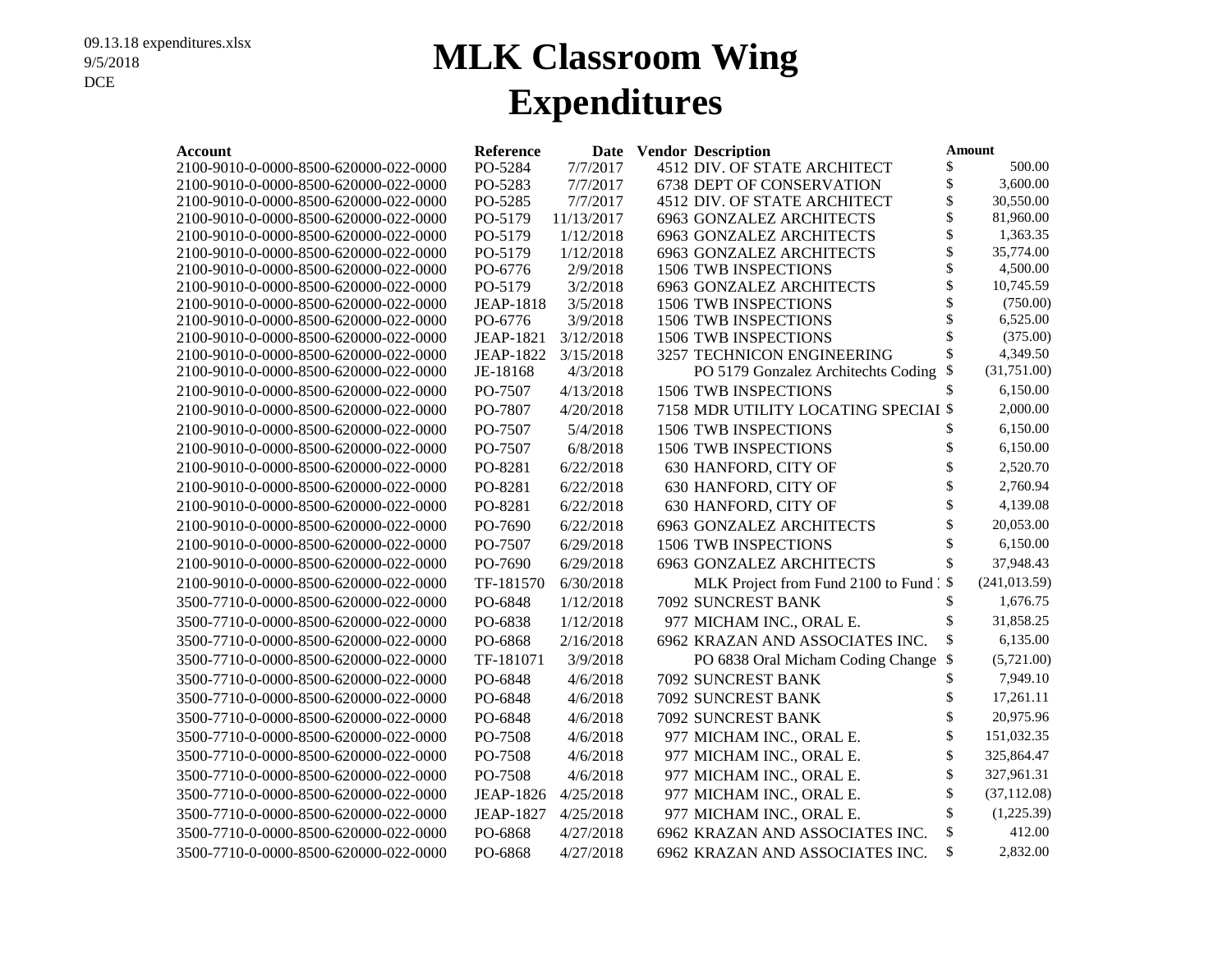09.13.18 expenditures.xlsx
9/5/2018
DCE

# MLK Classroom Wing
# Expenditures

| Account | Reference | Date | Vendor | Description | Amount |
|---|---|---|---|---|---|
| 2100-9010-0-0000-8500-620000-022-0000 | PO-5284 | 7/7/2017 | 4512 | DIV. OF STATE ARCHITECT | $ 500.00 |
| 2100-9010-0-0000-8500-620000-022-0000 | PO-5283 | 7/7/2017 | 6738 | DEPT OF CONSERVATION | $ 3,600.00 |
| 2100-9010-0-0000-8500-620000-022-0000 | PO-5285 | 7/7/2017 | 4512 | DIV. OF STATE ARCHITECT | $ 30,550.00 |
| 2100-9010-0-0000-8500-620000-022-0000 | PO-5179 | 11/13/2017 | 6963 | GONZALEZ ARCHITECTS | $ 81,960.00 |
| 2100-9010-0-0000-8500-620000-022-0000 | PO-5179 | 1/12/2018 | 6963 | GONZALEZ ARCHITECTS | $ 1,363.35 |
| 2100-9010-0-0000-8500-620000-022-0000 | PO-5179 | 1/12/2018 | 6963 | GONZALEZ ARCHITECTS | $ 35,774.00 |
| 2100-9010-0-0000-8500-620000-022-0000 | PO-6776 | 2/9/2018 | 1506 | TWB INSPECTIONS | $ 4,500.00 |
| 2100-9010-0-0000-8500-620000-022-0000 | PO-5179 | 3/2/2018 | 6963 | GONZALEZ ARCHITECTS | $ 10,745.59 |
| 2100-9010-0-0000-8500-620000-022-0000 | JEAP-1818 | 3/5/2018 | 1506 | TWB INSPECTIONS | $ (750.00) |
| 2100-9010-0-0000-8500-620000-022-0000 | PO-6776 | 3/9/2018 | 1506 | TWB INSPECTIONS | $ 6,525.00 |
| 2100-9010-0-0000-8500-620000-022-0000 | JEAP-1821 | 3/12/2018 | 1506 | TWB INSPECTIONS | $ (375.00) |
| 2100-9010-0-0000-8500-620000-022-0000 | JEAP-1822 | 3/15/2018 | 3257 | TECHNICON ENGINEERING | $ 4,349.50 |
| 2100-9010-0-0000-8500-620000-022-0000 | JE-18168 | 4/3/2018 | | PO 5179 Gonzalez Architechts Coding | $ (31,751.00) |
| 2100-9010-0-0000-8500-620000-022-0000 | PO-7507 | 4/13/2018 | 1506 | TWB INSPECTIONS | $ 6,150.00 |
| 2100-9010-0-0000-8500-620000-022-0000 | PO-7807 | 4/20/2018 | 7158 | MDR UTILITY LOCATING SPECIAI | $ 2,000.00 |
| 2100-9010-0-0000-8500-620000-022-0000 | PO-7507 | 5/4/2018 | 1506 | TWB INSPECTIONS | $ 6,150.00 |
| 2100-9010-0-0000-8500-620000-022-0000 | PO-7507 | 6/8/2018 | 1506 | TWB INSPECTIONS | $ 6,150.00 |
| 2100-9010-0-0000-8500-620000-022-0000 | PO-8281 | 6/22/2018 | 630 | HANFORD, CITY OF | $ 2,520.70 |
| 2100-9010-0-0000-8500-620000-022-0000 | PO-8281 | 6/22/2018 | 630 | HANFORD, CITY OF | $ 2,760.94 |
| 2100-9010-0-0000-8500-620000-022-0000 | PO-8281 | 6/22/2018 | 630 | HANFORD, CITY OF | $ 4,139.08 |
| 2100-9010-0-0000-8500-620000-022-0000 | PO-7690 | 6/22/2018 | 6963 | GONZALEZ ARCHITECTS | $ 20,053.00 |
| 2100-9010-0-0000-8500-620000-022-0000 | PO-7507 | 6/29/2018 | 1506 | TWB INSPECTIONS | $ 6,150.00 |
| 2100-9010-0-0000-8500-620000-022-0000 | PO-7690 | 6/29/2018 | 6963 | GONZALEZ ARCHITECTS | $ 37,948.43 |
| 2100-9010-0-0000-8500-620000-022-0000 | TF-181570 | 6/30/2018 | | MLK Project from Fund 2100 to Fund 3 | $ (241,013.59) |
| 3500-7710-0-0000-8500-620000-022-0000 | PO-6848 | 1/12/2018 | 7092 | SUNCREST BANK | $ 1,676.75 |
| 3500-7710-0-0000-8500-620000-022-0000 | PO-6838 | 1/12/2018 | 977 | MICHAM INC., ORAL E. | $ 31,858.25 |
| 3500-7710-0-0000-8500-620000-022-0000 | PO-6868 | 2/16/2018 | 6962 | KRAZAN AND ASSOCIATES INC. | $ 6,135.00 |
| 3500-7710-0-0000-8500-620000-022-0000 | TF-181071 | 3/9/2018 | | PO 6838 Oral Micham Coding Change | $ (5,721.00) |
| 3500-7710-0-0000-8500-620000-022-0000 | PO-6848 | 4/6/2018 | 7092 | SUNCREST BANK | $ 7,949.10 |
| 3500-7710-0-0000-8500-620000-022-0000 | PO-6848 | 4/6/2018 | 7092 | SUNCREST BANK | $ 17,261.11 |
| 3500-7710-0-0000-8500-620000-022-0000 | PO-6848 | 4/6/2018 | 7092 | SUNCREST BANK | $ 20,975.96 |
| 3500-7710-0-0000-8500-620000-022-0000 | PO-7508 | 4/6/2018 | 977 | MICHAM INC., ORAL E. | $ 151,032.35 |
| 3500-7710-0-0000-8500-620000-022-0000 | PO-7508 | 4/6/2018 | 977 | MICHAM INC., ORAL E. | $ 325,864.47 |
| 3500-7710-0-0000-8500-620000-022-0000 | PO-7508 | 4/6/2018 | 977 | MICHAM INC., ORAL E. | $ 327,961.31 |
| 3500-7710-0-0000-8500-620000-022-0000 | JEAP-1826 | 4/25/2018 | 977 | MICHAM INC., ORAL E. | $ (37,112.08) |
| 3500-7710-0-0000-8500-620000-022-0000 | JEAP-1827 | 4/25/2018 | 977 | MICHAM INC., ORAL E. | $ (1,225.39) |
| 3500-7710-0-0000-8500-620000-022-0000 | PO-6868 | 4/27/2018 | 6962 | KRAZAN AND ASSOCIATES INC. | $ 412.00 |
| 3500-7710-0-0000-8500-620000-022-0000 | PO-6868 | 4/27/2018 | 6962 | KRAZAN AND ASSOCIATES INC. | $ 2,832.00 |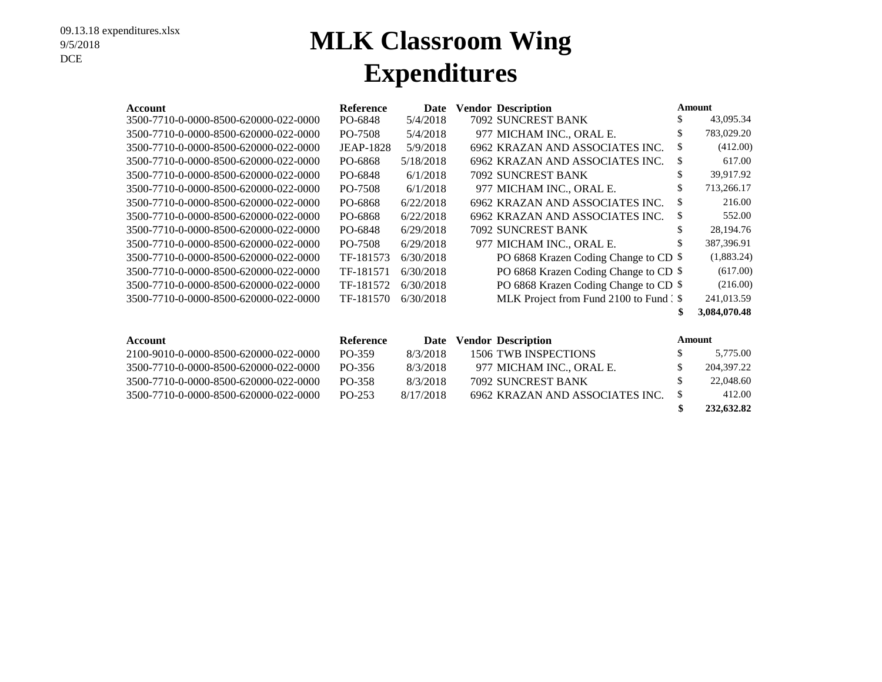09.13.18 expenditures.xlsx
9/5/2018
DCE

# MLK Classroom Wing Expenditures

| Account | Reference | Date | Vendor | Description | Amount |
|---|---|---|---|---|---|
| 3500-7710-0-0000-8500-620000-022-0000 | PO-6848 | 5/4/2018 | 7092 | SUNCREST BANK | $ 43,095.34 |
| 3500-7710-0-0000-8500-620000-022-0000 | PO-7508 | 5/4/2018 | 977 | MICHAM INC., ORAL E. | $ 783,029.20 |
| 3500-7710-0-0000-8500-620000-022-0000 | JEAP-1828 | 5/9/2018 | 6962 | KRAZAN AND ASSOCIATES INC. | $ (412.00) |
| 3500-7710-0-0000-8500-620000-022-0000 | PO-6868 | 5/18/2018 | 6962 | KRAZAN AND ASSOCIATES INC. | $ 617.00 |
| 3500-7710-0-0000-8500-620000-022-0000 | PO-6848 | 6/1/2018 | 7092 | SUNCREST BANK | $ 39,917.92 |
| 3500-7710-0-0000-8500-620000-022-0000 | PO-7508 | 6/1/2018 | 977 | MICHAM INC., ORAL E. | $ 713,266.17 |
| 3500-7710-0-0000-8500-620000-022-0000 | PO-6868 | 6/22/2018 | 6962 | KRAZAN AND ASSOCIATES INC. | $ 216.00 |
| 3500-7710-0-0000-8500-620000-022-0000 | PO-6868 | 6/22/2018 | 6962 | KRAZAN AND ASSOCIATES INC. | $ 552.00 |
| 3500-7710-0-0000-8500-620000-022-0000 | PO-6848 | 6/29/2018 | 7092 | SUNCREST BANK | $ 28,194.76 |
| 3500-7710-0-0000-8500-620000-022-0000 | PO-7508 | 6/29/2018 | 977 | MICHAM INC., ORAL E. | $ 387,396.91 |
| 3500-7710-0-0000-8500-620000-022-0000 | TF-181573 | 6/30/2018 | | PO 6868 Krazen Coding Change to CD | $ (1,883.24) |
| 3500-7710-0-0000-8500-620000-022-0000 | TF-181571 | 6/30/2018 | | PO 6868 Krazen Coding Change to CD | $ (617.00) |
| 3500-7710-0-0000-8500-620000-022-0000 | TF-181572 | 6/30/2018 | | PO 6868 Krazen Coding Change to CD | $ (216.00) |
| 3500-7710-0-0000-8500-620000-022-0000 | TF-181570 | 6/30/2018 | | MLK Project from Fund 2100 to Fund 3 | $ 241,013.59 |
| | | | | | **$ 3,084,070.48** |

| Account | Reference | Date | Vendor | Description | Amount |
|---|---|---|---|---|---|
| 2100-9010-0-0000-8500-620000-022-0000 | PO-359 | 8/3/2018 | 1506 | TWB INSPECTIONS | $ 5,775.00 |
| 3500-7710-0-0000-8500-620000-022-0000 | PO-356 | 8/3/2018 | 977 | MICHAM INC., ORAL E. | $ 204,397.22 |
| 3500-7710-0-0000-8500-620000-022-0000 | PO-358 | 8/3/2018 | 7092 | SUNCREST BANK | $ 22,048.60 |
| 3500-7710-0-0000-8500-620000-022-0000 | PO-253 | 8/17/2018 | 6962 | KRAZAN AND ASSOCIATES INC. | $ 412.00 |
| | | | | | **$ 232,632.82** |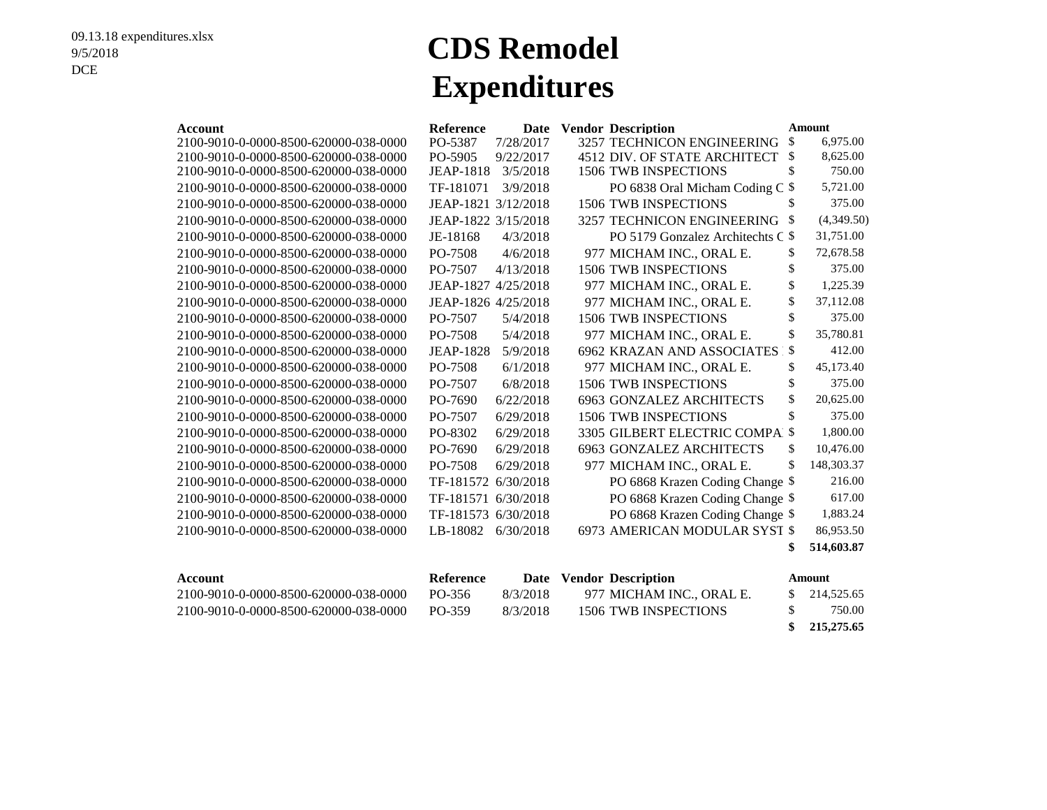09.13.18 expenditures.xlsx
9/5/2018
DCE

# CDS Remodel
# Expenditures

| Account | Reference | Date | Vendor | Description | Amount |
|---|---|---|---|---|---|
| 2100-9010-0-0000-8500-620000-038-0000 | PO-5387 | 7/28/2017 | 3257 | TECHNICON ENGINEERING | $ 6,975.00 |
| 2100-9010-0-0000-8500-620000-038-0000 | PO-5905 | 9/22/2017 | 4512 | DIV. OF STATE ARCHITECT | $ 8,625.00 |
| 2100-9010-0-0000-8500-620000-038-0000 | JEAP-1818 | 3/5/2018 | 1506 | TWB INSPECTIONS | $ 750.00 |
| 2100-9010-0-0000-8500-620000-038-0000 | TF-181071 | 3/9/2018 | | PO 6838 Oral Micham Coding C | $ 5,721.00 |
| 2100-9010-0-0000-8500-620000-038-0000 | JEAP-1821 | 3/12/2018 | 1506 | TWB INSPECTIONS | $ 375.00 |
| 2100-9010-0-0000-8500-620000-038-0000 | JEAP-1822 | 3/15/2018 | 3257 | TECHNICON ENGINEERING | $ (4,349.50) |
| 2100-9010-0-0000-8500-620000-038-0000 | JE-18168 | 4/3/2018 | | PO 5179 Gonzalez Architechts C | $ 31,751.00 |
| 2100-9010-0-0000-8500-620000-038-0000 | PO-7508 | 4/6/2018 | 977 | MICHAM INC., ORAL E. | $ 72,678.58 |
| 2100-9010-0-0000-8500-620000-038-0000 | PO-7507 | 4/13/2018 | 1506 | TWB INSPECTIONS | $ 375.00 |
| 2100-9010-0-0000-8500-620000-038-0000 | JEAP-1827 | 4/25/2018 | 977 | MICHAM INC., ORAL E. | $ 1,225.39 |
| 2100-9010-0-0000-8500-620000-038-0000 | JEAP-1826 | 4/25/2018 | 977 | MICHAM INC., ORAL E. | $ 37,112.08 |
| 2100-9010-0-0000-8500-620000-038-0000 | PO-7507 | 5/4/2018 | 1506 | TWB INSPECTIONS | $ 375.00 |
| 2100-9010-0-0000-8500-620000-038-0000 | PO-7508 | 5/4/2018 | 977 | MICHAM INC., ORAL E. | $ 35,780.81 |
| 2100-9010-0-0000-8500-620000-038-0000 | JEAP-1828 | 5/9/2018 | 6962 | KRAZAN AND ASSOCIATES | $ 412.00 |
| 2100-9010-0-0000-8500-620000-038-0000 | PO-7508 | 6/1/2018 | 977 | MICHAM INC., ORAL E. | $ 45,173.40 |
| 2100-9010-0-0000-8500-620000-038-0000 | PO-7507 | 6/8/2018 | 1506 | TWB INSPECTIONS | $ 375.00 |
| 2100-9010-0-0000-8500-620000-038-0000 | PO-7690 | 6/22/2018 | 6963 | GONZALEZ ARCHITECTS | $ 20,625.00 |
| 2100-9010-0-0000-8500-620000-038-0000 | PO-7507 | 6/29/2018 | 1506 | TWB INSPECTIONS | $ 375.00 |
| 2100-9010-0-0000-8500-620000-038-0000 | PO-8302 | 6/29/2018 | 3305 | GILBERT ELECTRIC COMPA | $ 1,800.00 |
| 2100-9010-0-0000-8500-620000-038-0000 | PO-7690 | 6/29/2018 | 6963 | GONZALEZ ARCHITECTS | $ 10,476.00 |
| 2100-9010-0-0000-8500-620000-038-0000 | PO-7508 | 6/29/2018 | 977 | MICHAM INC., ORAL E. | $ 148,303.37 |
| 2100-9010-0-0000-8500-620000-038-0000 | TF-181572 | 6/30/2018 | | PO 6868 Krazen Coding Change | $ 216.00 |
| 2100-9010-0-0000-8500-620000-038-0000 | TF-181571 | 6/30/2018 | | PO 6868 Krazen Coding Change | $ 617.00 |
| 2100-9010-0-0000-8500-620000-038-0000 | TF-181573 | 6/30/2018 | | PO 6868 Krazen Coding Change | $ 1,883.24 |
| 2100-9010-0-0000-8500-620000-038-0000 | LB-18082 | 6/30/2018 | 6973 | AMERICAN MODULAR SYST | $ 86,953.50 |
| | | | | | **$ 514,603.87** |

| Account | Reference | Date | Vendor | Description | Amount |
|---|---|---|---|---|---|
| 2100-9010-0-0000-8500-620000-038-0000 | PO-356 | 8/3/2018 | 977 | MICHAM INC., ORAL E. | $ 214,525.65 |
| 2100-9010-0-0000-8500-620000-038-0000 | PO-359 | 8/3/2018 | 1506 | TWB INSPECTIONS | $ 750.00 |
| | | | | | **$ 215,275.65** |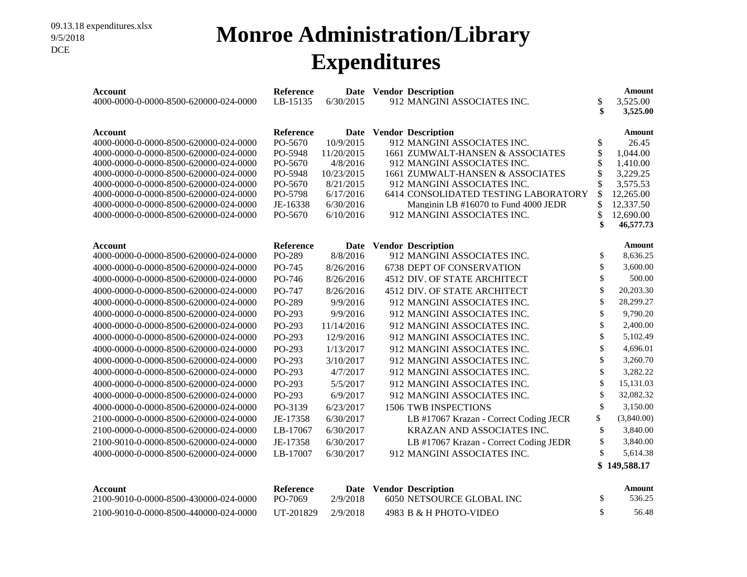09.13.18 expenditures.xlsx
9/5/2018
DCE

# Monroe Administration/Library Expenditures

| Account | Reference | Date | Vendor | Description | Amount |
|---|---|---|---|---|---|
| 4000-0000-0-0000-8500-620000-024-0000 | LB-15135 | 6/30/2015 | 912 | MANGINI ASSOCIATES INC. | $ 3,525.00 |
| | | | | | **$ 3,525.00** |

| Account | Reference | Date | Vendor | Description | Amount |
|---|---|---|---|---|---|
| 4000-0000-0-0000-8500-620000-024-0000 | PO-5670 | 10/9/2015 | 912 | MANGINI ASSOCIATES INC. | $ 26.45 |
| 4000-0000-0-0000-8500-620000-024-0000 | PO-5948 | 11/20/2015 | 1661 | ZUMWALT-HANSEN & ASSOCIATES | $ 1,044.00 |
| 4000-0000-0-0000-8500-620000-024-0000 | PO-5670 | 4/8/2016 | 912 | MANGINI ASSOCIATES INC. | $ 1,410.00 |
| 4000-0000-0-0000-8500-620000-024-0000 | PO-5948 | 10/23/2015 | 1661 | ZUMWALT-HANSEN & ASSOCIATES | $ 3,229.25 |
| 4000-0000-0-0000-8500-620000-024-0000 | PO-5670 | 8/21/2015 | 912 | MANGINI ASSOCIATES INC. | $ 3,575.53 |
| 4000-0000-0-0000-8500-620000-024-0000 | PO-5798 | 6/17/2016 | 6414 | CONSOLIDATED TESTING LABORATORY | $ 12,265.00 |
| 4000-0000-0-0000-8500-620000-024-0000 | JE-16338 | 6/30/2016 | | Manginin LB #16070 to Fund 4000 JEDR | $ 12,337.50 |
| 4000-0000-0-0000-8500-620000-024-0000 | PO-5670 | 6/10/2016 | 912 | MANGINI ASSOCIATES INC. | $ 12,690.00 |
| | | | | | **$ 46,577.73** |

| Account | Reference | Date | Vendor | Description | Amount |
|---|---|---|---|---|---|
| 4000-0000-0-0000-8500-620000-024-0000 | PO-289 | 8/8/2016 | 912 | MANGINI ASSOCIATES INC. | $ 8,636.25 |
| 4000-0000-0-0000-8500-620000-024-0000 | PO-745 | 8/26/2016 | 6738 | DEPT OF CONSERVATION | $ 3,600.00 |
| 4000-0000-0-0000-8500-620000-024-0000 | PO-746 | 8/26/2016 | 4512 | DIV. OF STATE ARCHITECT | $ 500.00 |
| 4000-0000-0-0000-8500-620000-024-0000 | PO-747 | 8/26/2016 | 4512 | DIV. OF STATE ARCHITECT | $ 20,203.30 |
| 4000-0000-0-0000-8500-620000-024-0000 | PO-289 | 9/9/2016 | 912 | MANGINI ASSOCIATES INC. | $ 28,299.27 |
| 4000-0000-0-0000-8500-620000-024-0000 | PO-293 | 9/9/2016 | 912 | MANGINI ASSOCIATES INC. | $ 9,790.20 |
| 4000-0000-0-0000-8500-620000-024-0000 | PO-293 | 11/14/2016 | 912 | MANGINI ASSOCIATES INC. | $ 2,400.00 |
| 4000-0000-0-0000-8500-620000-024-0000 | PO-293 | 12/9/2016 | 912 | MANGINI ASSOCIATES INC. | $ 5,102.49 |
| 4000-0000-0-0000-8500-620000-024-0000 | PO-293 | 1/13/2017 | 912 | MANGINI ASSOCIATES INC. | $ 4,696.01 |
| 4000-0000-0-0000-8500-620000-024-0000 | PO-293 | 3/10/2017 | 912 | MANGINI ASSOCIATES INC. | $ 3,260.70 |
| 4000-0000-0-0000-8500-620000-024-0000 | PO-293 | 4/7/2017 | 912 | MANGINI ASSOCIATES INC. | $ 3,282.22 |
| 4000-0000-0-0000-8500-620000-024-0000 | PO-293 | 5/5/2017 | 912 | MANGINI ASSOCIATES INC. | $ 15,131.03 |
| 4000-0000-0-0000-8500-620000-024-0000 | PO-293 | 6/9/2017 | 912 | MANGINI ASSOCIATES INC. | $ 32,082.32 |
| 4000-0000-0-0000-8500-620000-024-0000 | PO-3139 | 6/23/2017 | 1506 | TWB INSPECTIONS | $ 3,150.00 |
| 2100-0000-0-0000-8500-620000-024-0000 | JE-17358 | 6/30/2017 | | LB #17067 Krazan - Correct Coding JECR | $ (3,840.00) |
| 2100-0000-0-0000-8500-620000-024-0000 | LB-17067 | 6/30/2017 | | KRAZAN AND ASSOCIATES INC. | $ 3,840.00 |
| 2100-9010-0-0000-8500-620000-024-0000 | JE-17358 | 6/30/2017 | | LB #17067 Krazan - Correct Coding JEDR | $ 3,840.00 |
| 4000-0000-0-0000-8500-620000-024-0000 | LB-17007 | 6/30/2017 | 912 | MANGINI ASSOCIATES INC. | $ 5,614.38 |
| | | | | | **$ 149,588.17** |

| Account | Reference | Date | Vendor | Description | Amount |
|---|---|---|---|---|---|
| 2100-9010-0-0000-8500-430000-024-0000 | PO-7069 | 2/9/2018 | 6050 | NETSOURCE GLOBAL INC | $ 536.25 |
| 2100-9010-0-0000-8500-440000-024-0000 | UT-201829 | 2/9/2018 | 4983 | B & H PHOTO-VIDEO | $ 56.48 |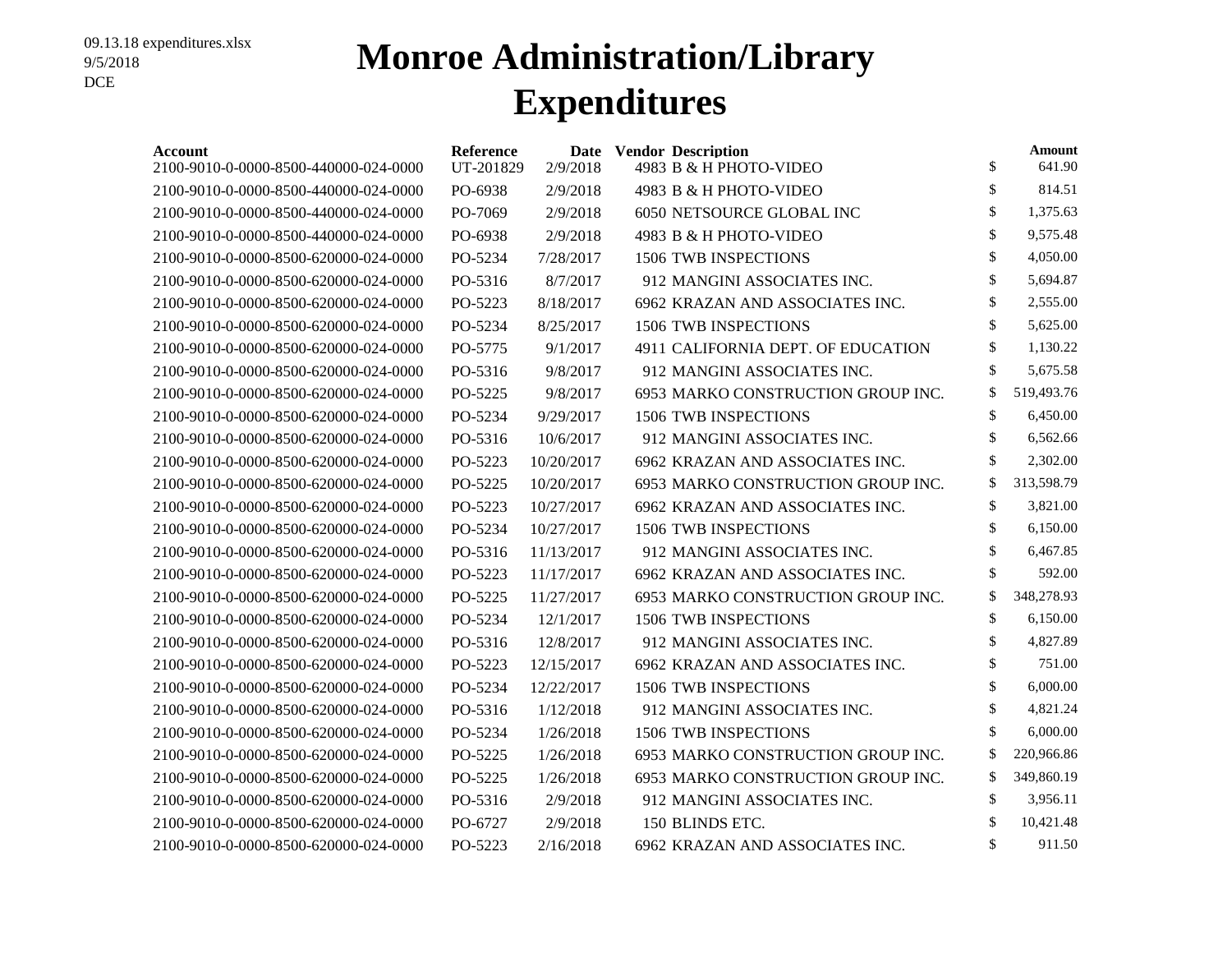09.13.18 expenditures.xlsx
9/5/2018
DCE

# Monroe Administration/Library Expenditures

| Account | Reference | Date | Vendor | Description | Amount |
|---|---|---|---|---|---|
| 2100-9010-0-0000-8500-440000-024-0000 | UT-201829 | 2/9/2018 | 4983 | B & H PHOTO-VIDEO | $ 641.90 |
| 2100-9010-0-0000-8500-440000-024-0000 | PO-6938 | 2/9/2018 | 4983 | B & H PHOTO-VIDEO | $ 814.51 |
| 2100-9010-0-0000-8500-440000-024-0000 | PO-7069 | 2/9/2018 | 6050 | NETSOURCE GLOBAL INC | $ 1,375.63 |
| 2100-9010-0-0000-8500-440000-024-0000 | PO-6938 | 2/9/2018 | 4983 | B & H PHOTO-VIDEO | $ 9,575.48 |
| 2100-9010-0-0000-8500-620000-024-0000 | PO-5234 | 7/28/2017 | 1506 | TWB INSPECTIONS | $ 4,050.00 |
| 2100-9010-0-0000-8500-620000-024-0000 | PO-5316 | 8/7/2017 | 912 | MANGINI ASSOCIATES INC. | $ 5,694.87 |
| 2100-9010-0-0000-8500-620000-024-0000 | PO-5223 | 8/18/2017 | 6962 | KRAZAN AND ASSOCIATES INC. | $ 2,555.00 |
| 2100-9010-0-0000-8500-620000-024-0000 | PO-5234 | 8/25/2017 | 1506 | TWB INSPECTIONS | $ 5,625.00 |
| 2100-9010-0-0000-8500-620000-024-0000 | PO-5775 | 9/1/2017 | 4911 | CALIFORNIA DEPT. OF EDUCATION | $ 1,130.22 |
| 2100-9010-0-0000-8500-620000-024-0000 | PO-5316 | 9/8/2017 | 912 | MANGINI ASSOCIATES INC. | $ 5,675.58 |
| 2100-9010-0-0000-8500-620000-024-0000 | PO-5225 | 9/8/2017 | 6953 | MARKO CONSTRUCTION GROUP INC. | $ 519,493.76 |
| 2100-9010-0-0000-8500-620000-024-0000 | PO-5234 | 9/29/2017 | 1506 | TWB INSPECTIONS | $ 6,450.00 |
| 2100-9010-0-0000-8500-620000-024-0000 | PO-5316 | 10/6/2017 | 912 | MANGINI ASSOCIATES INC. | $ 6,562.66 |
| 2100-9010-0-0000-8500-620000-024-0000 | PO-5223 | 10/20/2017 | 6962 | KRAZAN AND ASSOCIATES INC. | $ 2,302.00 |
| 2100-9010-0-0000-8500-620000-024-0000 | PO-5225 | 10/20/2017 | 6953 | MARKO CONSTRUCTION GROUP INC. | $ 313,598.79 |
| 2100-9010-0-0000-8500-620000-024-0000 | PO-5223 | 10/27/2017 | 6962 | KRAZAN AND ASSOCIATES INC. | $ 3,821.00 |
| 2100-9010-0-0000-8500-620000-024-0000 | PO-5234 | 10/27/2017 | 1506 | TWB INSPECTIONS | $ 6,150.00 |
| 2100-9010-0-0000-8500-620000-024-0000 | PO-5316 | 11/13/2017 | 912 | MANGINI ASSOCIATES INC. | $ 6,467.85 |
| 2100-9010-0-0000-8500-620000-024-0000 | PO-5223 | 11/17/2017 | 6962 | KRAZAN AND ASSOCIATES INC. | $ 592.00 |
| 2100-9010-0-0000-8500-620000-024-0000 | PO-5225 | 11/27/2017 | 6953 | MARKO CONSTRUCTION GROUP INC. | $ 348,278.93 |
| 2100-9010-0-0000-8500-620000-024-0000 | PO-5234 | 12/1/2017 | 1506 | TWB INSPECTIONS | $ 6,150.00 |
| 2100-9010-0-0000-8500-620000-024-0000 | PO-5316 | 12/8/2017 | 912 | MANGINI ASSOCIATES INC. | $ 4,827.89 |
| 2100-9010-0-0000-8500-620000-024-0000 | PO-5223 | 12/15/2017 | 6962 | KRAZAN AND ASSOCIATES INC. | $ 751.00 |
| 2100-9010-0-0000-8500-620000-024-0000 | PO-5234 | 12/22/2017 | 1506 | TWB INSPECTIONS | $ 6,000.00 |
| 2100-9010-0-0000-8500-620000-024-0000 | PO-5316 | 1/12/2018 | 912 | MANGINI ASSOCIATES INC. | $ 4,821.24 |
| 2100-9010-0-0000-8500-620000-024-0000 | PO-5234 | 1/26/2018 | 1506 | TWB INSPECTIONS | $ 6,000.00 |
| 2100-9010-0-0000-8500-620000-024-0000 | PO-5225 | 1/26/2018 | 6953 | MARKO CONSTRUCTION GROUP INC. | $ 220,966.86 |
| 2100-9010-0-0000-8500-620000-024-0000 | PO-5225 | 1/26/2018 | 6953 | MARKO CONSTRUCTION GROUP INC. | $ 349,860.19 |
| 2100-9010-0-0000-8500-620000-024-0000 | PO-5316 | 2/9/2018 | 912 | MANGINI ASSOCIATES INC. | $ 3,956.11 |
| 2100-9010-0-0000-8500-620000-024-0000 | PO-6727 | 2/9/2018 | 150 | BLINDS ETC. | $ 10,421.48 |
| 2100-9010-0-0000-8500-620000-024-0000 | PO-5223 | 2/16/2018 | 6962 | KRAZAN AND ASSOCIATES INC. | $ 911.50 |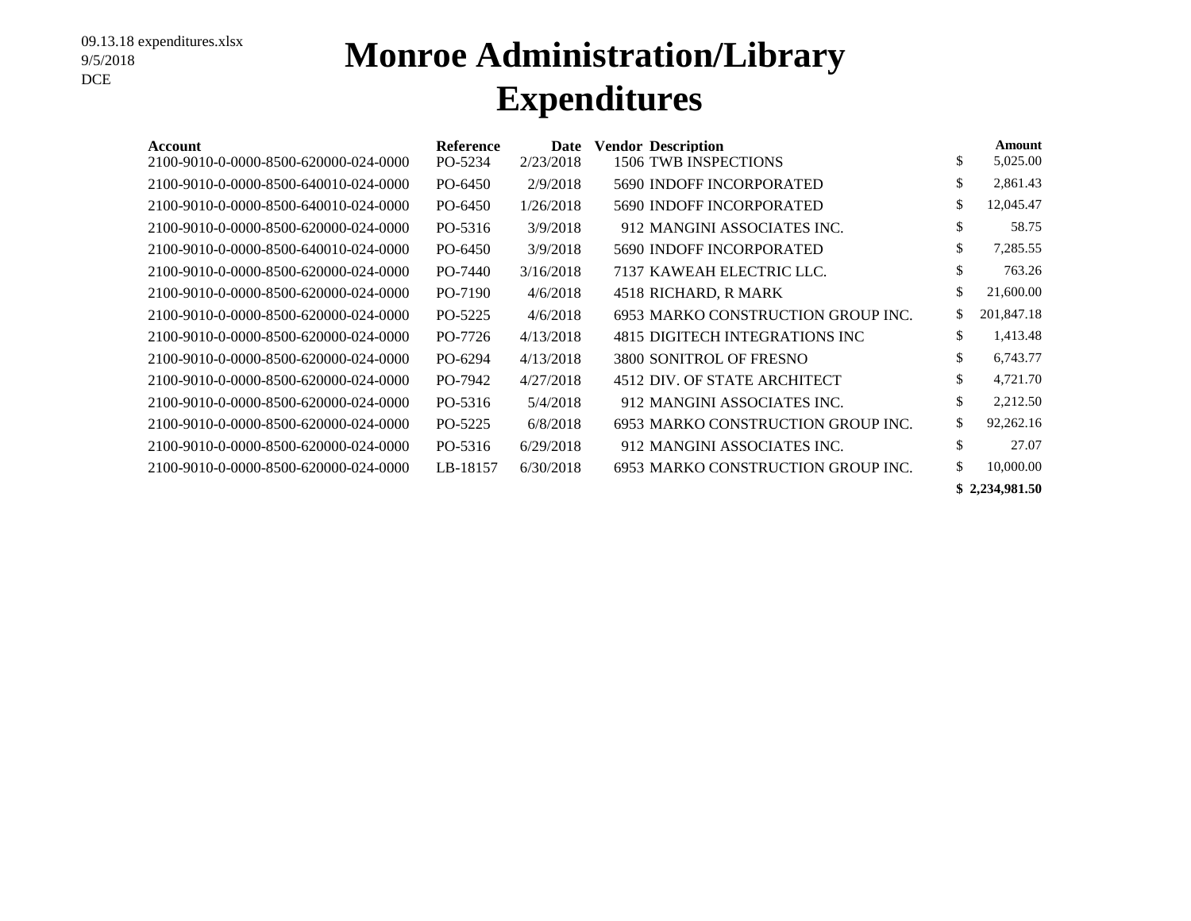09.13.18 expenditures.xlsx
9/5/2018
DCE

# Monroe Administration/Library Expenditures

| Account | Reference | Date | Vendor | Description | Amount |
|---|---|---|---|---|---|
| 2100-9010-0-0000-8500-620000-024-0000 | PO-5234 | 2/23/2018 | 1506 | TWB INSPECTIONS | $ 5,025.00 |
| 2100-9010-0-0000-8500-640010-024-0000 | PO-6450 | 2/9/2018 | 5690 | INDOFF INCORPORATED | $ 2,861.43 |
| 2100-9010-0-0000-8500-640010-024-0000 | PO-6450 | 1/26/2018 | 5690 | INDOFF INCORPORATED | $ 12,045.47 |
| 2100-9010-0-0000-8500-620000-024-0000 | PO-5316 | 3/9/2018 | 912 | MANGINI ASSOCIATES INC. | $ 58.75 |
| 2100-9010-0-0000-8500-640010-024-0000 | PO-6450 | 3/9/2018 | 5690 | INDOFF INCORPORATED | $ 7,285.55 |
| 2100-9010-0-0000-8500-620000-024-0000 | PO-7440 | 3/16/2018 | 7137 | KAWEAH ELECTRIC LLC. | $ 763.26 |
| 2100-9010-0-0000-8500-620000-024-0000 | PO-7190 | 4/6/2018 | 4518 | RICHARD, R MARK | $ 21,600.00 |
| 2100-9010-0-0000-8500-620000-024-0000 | PO-5225 | 4/6/2018 | 6953 | MARKO CONSTRUCTION GROUP INC. | $ 201,847.18 |
| 2100-9010-0-0000-8500-620000-024-0000 | PO-7726 | 4/13/2018 | 4815 | DIGITECH INTEGRATIONS INC | $ 1,413.48 |
| 2100-9010-0-0000-8500-620000-024-0000 | PO-6294 | 4/13/2018 | 3800 | SONITROL OF FRESNO | $ 6,743.77 |
| 2100-9010-0-0000-8500-620000-024-0000 | PO-7942 | 4/27/2018 | 4512 | DIV. OF STATE ARCHITECT | $ 4,721.70 |
| 2100-9010-0-0000-8500-620000-024-0000 | PO-5316 | 5/4/2018 | 912 | MANGINI ASSOCIATES INC. | $ 2,212.50 |
| 2100-9010-0-0000-8500-620000-024-0000 | PO-5225 | 6/8/2018 | 6953 | MARKO CONSTRUCTION GROUP INC. | $ 92,262.16 |
| 2100-9010-0-0000-8500-620000-024-0000 | PO-5316 | 6/29/2018 | 912 | MANGINI ASSOCIATES INC. | $ 27.07 |
| 2100-9010-0-0000-8500-620000-024-0000 | LB-18157 | 6/30/2018 | 6953 | MARKO CONSTRUCTION GROUP INC. | $ 10,000.00 |
| | | | | | **$ 2,234,981.50** |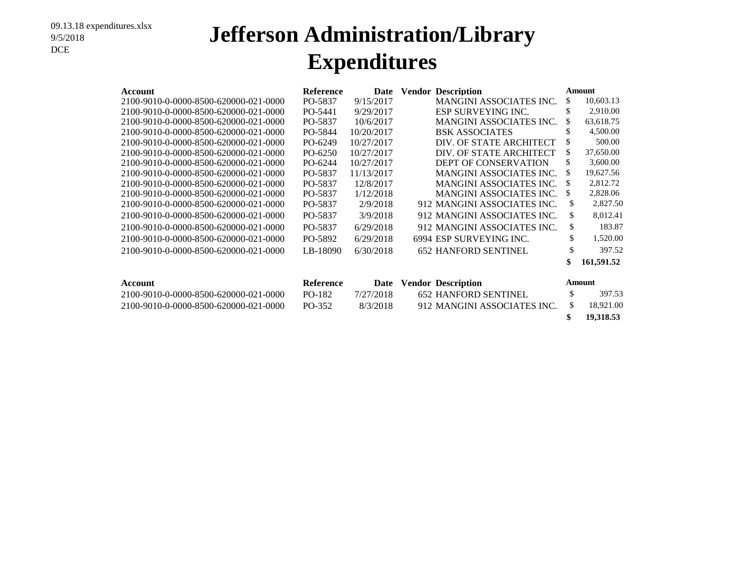09.13.18 expenditures.xlsx
9/5/2018
DCE

# Jefferson Administration/Library Expenditures

| Account | Reference | Date | Vendor | Description | Amount |
|---|---|---|---|---|---|
| 2100-9010-0-0000-8500-620000-021-0000 | PO-5837 | 9/15/2017 | | MANGINI ASSOCIATES INC. | $ 10,603.13 |
| 2100-9010-0-0000-8500-620000-021-0000 | PO-5441 | 9/29/2017 | | ESP SURVEYING INC. | $ 2,910.00 |
| 2100-9010-0-0000-8500-620000-021-0000 | PO-5837 | 10/6/2017 | | MANGINI ASSOCIATES INC. | $ 63,618.75 |
| 2100-9010-0-0000-8500-620000-021-0000 | PO-5844 | 10/20/2017 | | BSK ASSOCIATES | $ 4,500.00 |
| 2100-9010-0-0000-8500-620000-021-0000 | PO-6249 | 10/27/2017 | | DIV. OF STATE ARCHITECT | $ 500.00 |
| 2100-9010-0-0000-8500-620000-021-0000 | PO-6250 | 10/27/2017 | | DIV. OF STATE ARCHITECT | $ 37,650.00 |
| 2100-9010-0-0000-8500-620000-021-0000 | PO-6244 | 10/27/2017 | | DEPT OF CONSERVATION | $ 3,600.00 |
| 2100-9010-0-0000-8500-620000-021-0000 | PO-5837 | 11/13/2017 | | MANGINI ASSOCIATES INC. | $ 19,627.56 |
| 2100-9010-0-0000-8500-620000-021-0000 | PO-5837 | 12/8/2017 | | MANGINI ASSOCIATES INC. | $ 2,812.72 |
| 2100-9010-0-0000-8500-620000-021-0000 | PO-5837 | 1/12/2018 | | MANGINI ASSOCIATES INC. | $ 2,828.06 |
| 2100-9010-0-0000-8500-620000-021-0000 | PO-5837 | 2/9/2018 | 912 | MANGINI ASSOCIATES INC. | $ 2,827.50 |
| 2100-9010-0-0000-8500-620000-021-0000 | PO-5837 | 3/9/2018 | 912 | MANGINI ASSOCIATES INC. | $ 8,012.41 |
| 2100-9010-0-0000-8500-620000-021-0000 | PO-5837 | 6/29/2018 | 912 | MANGINI ASSOCIATES INC. | $ 183.87 |
| 2100-9010-0-0000-8500-620000-021-0000 | PO-5892 | 6/29/2018 | 6994 | ESP SURVEYING INC. | $ 1,520.00 |
| 2100-9010-0-0000-8500-620000-021-0000 | LB-18090 | 6/30/2018 | 652 | HANFORD SENTINEL | $ 397.52 |
| | | | | | **$ 161,591.52** |

| Account | Reference | Date | Vendor | Description | Amount |
|---|---|---|---|---|---|
| 2100-9010-0-0000-8500-620000-021-0000 | PO-182 | 7/27/2018 | 652 | HANFORD SENTINEL | $ 397.53 |
| 2100-9010-0-0000-8500-620000-021-0000 | PO-352 | 8/3/2018 | 912 | MANGINI ASSOCIATES INC. | $ 18,921.00 |
| | | | | | **$ 19,318.53** |